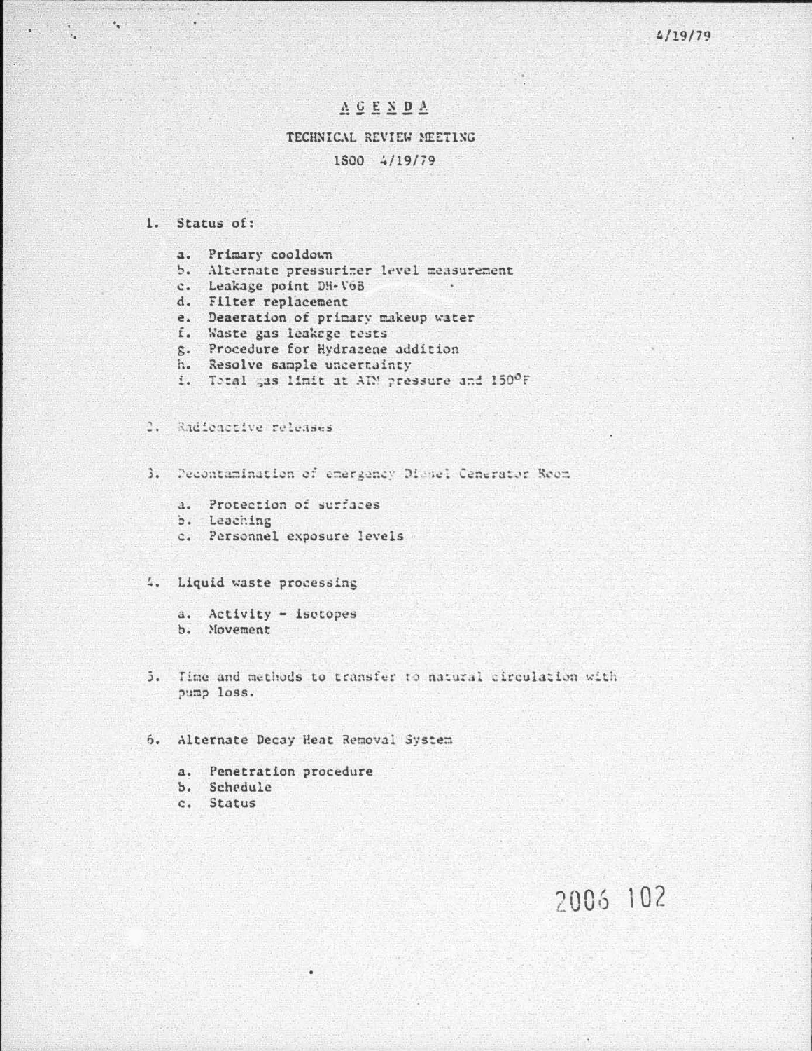4/19/79

# A G E N D A

## TECHNICAL REVIEW MEETING

1800 4/19/79

1. Status of:

   a. Primary cooldown
   b. Alternate pressurizer level measurement
   c. Leakage point DH-V6B
   d. Filter replacement
   e. Deaeration of primary makeup water
   f. Waste gas leakage tests
   g. Procedure for Hydrazene addition
   h. Resolve sample uncertainty
   i. Total gas limit at ATM pressure and 150°F

2. Radioactive releases

3. Decontamination of emergency Diesel Generator Room

   a. Protection of surfaces
   b. Leaching
   c. Personnel exposure levels

4. Liquid waste processing

   a. Activity - isotopes
   b. Movement

5. Time and methods to transfer to natural circulation with pump loss.

6. Alternate Decay Heat Removal System

   a. Penetration procedure
   b. Schedule
   c. Status

2006 102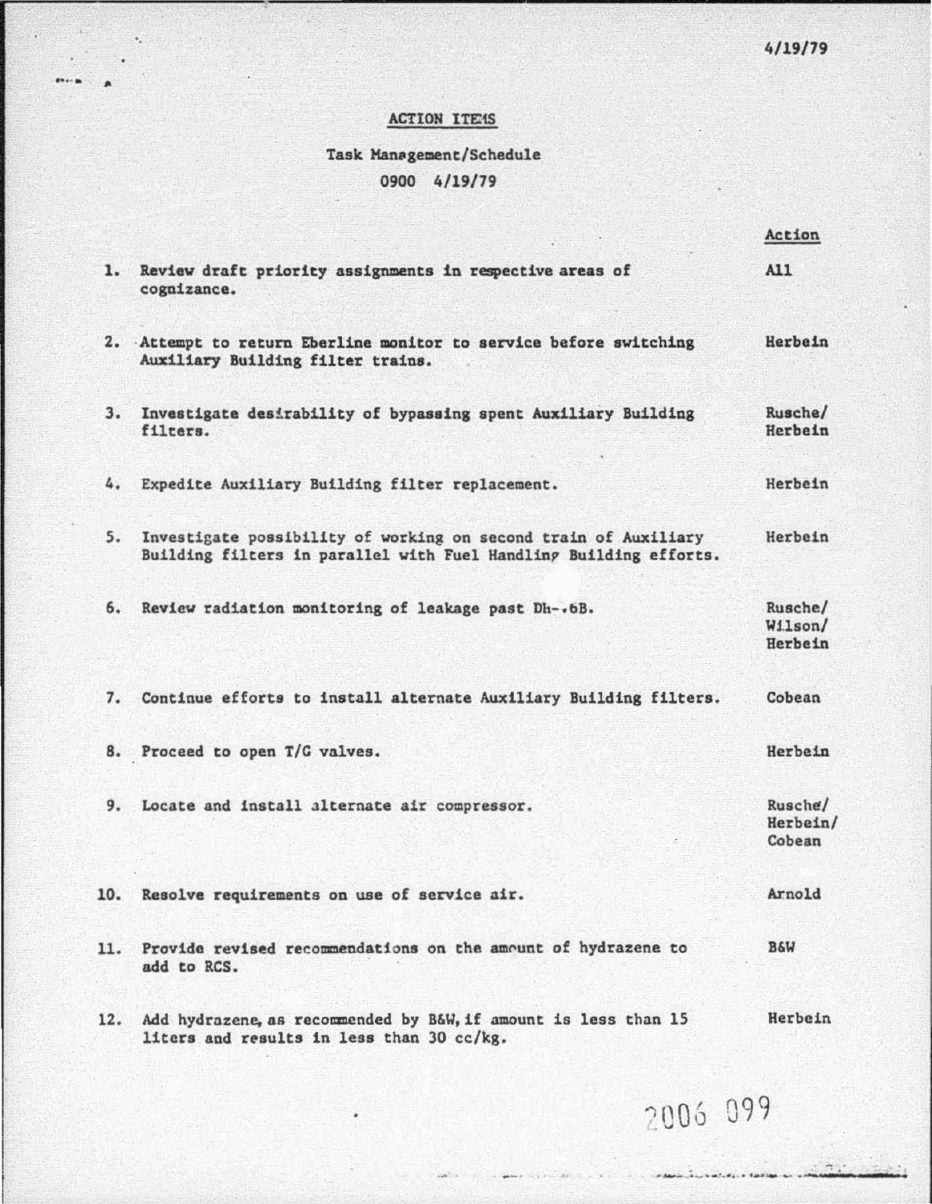4/19/79

## ACTION ITEMS

### Task Management/Schedule
### 0900 4/19/79

| | | Action |
|---|---|---|
| 1. | Review draft priority assignments in respective areas of cognizance. | All |
| 2. | Attempt to return Eberline monitor to service before switching Auxiliary Building filter trains. | Herbein |
| 3. | Investigate desirability of bypassing spent Auxiliary Building filters. | Rusche/ Herbein |
| 4. | Expedite Auxiliary Building filter replacement. | Herbein |
| 5. | Investigate possibility of working on second train of Auxiliary Building filters in parallel with Fuel Handling Building efforts. | Herbein |
| 6. | Review radiation monitoring of leakage past Dh-.6B. | Rusche/ Wilson/ Herbein |
| 7. | Continue efforts to install alternate Auxiliary Building filters. | Cobean |
| 8. | Proceed to open T/G valves. | Herbein |
| 9. | Locate and install alternate air compressor. | Rusche/ Herbein/ Cobean |
| 10. | Resolve requirements on use of service air. | Arnold |
| 11. | Provide revised recommendations on the amount of hydrazene to add to RCS. | B&W |
| 12. | Add hydrazene, as recommended by B&W, if amount is less than 15 liters and results in less than 30 cc/kg. | Herbein |

2006 099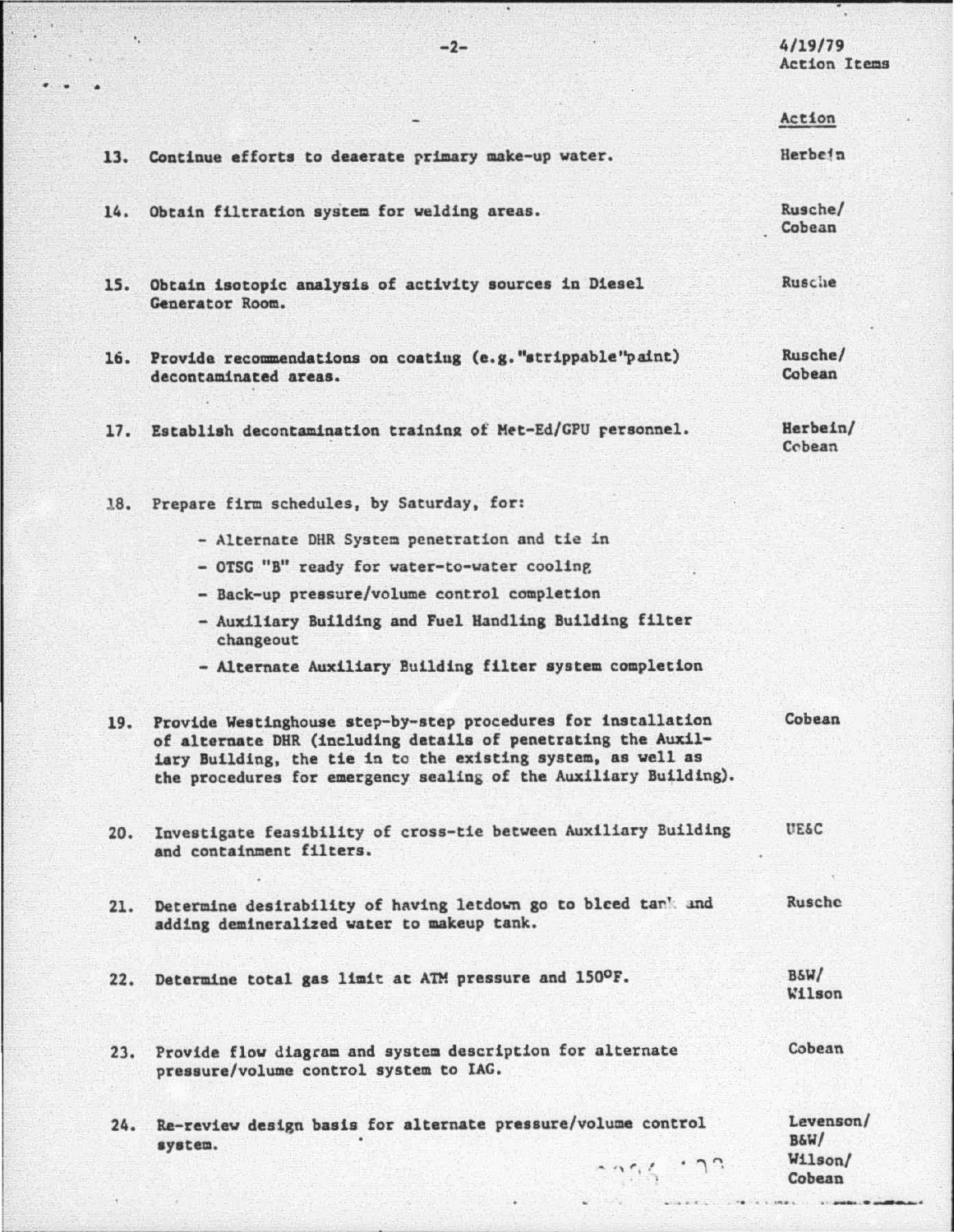4/19/79
Action Items

| | | Action |
|---|---|---|
| 13. | Continue efforts to deaerate primary make-up water. | Herbein |
| 14. | Obtain filtration system for welding areas. | Rusche/ Cobean |
| 15. | Obtain isotopic analysis of activity sources in Diesel Generator Room. | Rusche |
| 16. | Provide recommendations on coating (e.g. "strippable" paint) decontaminated areas. | Rusche/ Cobean |
| 17. | Establish decontamination training of Met-Ed/GPU personnel. | Herbein/ Cobean |
| 18. | Prepare firm schedules, by Saturday, for:<br>- Alternate DHR System penetration and tie in<br>- OTSG "B" ready for water-to-water cooling<br>- Back-up pressure/volume control completion<br>- Auxiliary Building and Fuel Handling Building filter changeout<br>- Alternate Auxiliary Building filter system completion | |
| 19. | Provide Westinghouse step-by-step procedures for installation of alternate DHR (including details of penetrating the Auxiliary Building, the tie in to the existing system, as well as the procedures for emergency sealing of the Auxiliary Building). | Cobean |
| 20. | Investigate feasibility of cross-tie between Auxiliary Building and containment filters. | UE&C |
| 21. | Determine desirability of having letdown go to bleed tank and adding demineralized water to makeup tank. | Rusche |
| 22. | Determine total gas limit at ATM pressure and 150°F. | B&W/ Wilson |
| 23. | Provide flow diagram and system description for alternate pressure/volume control system to IAG. | Cobean |
| 24. | Re-review design basis for alternate pressure/volume control system. | Levenson/ B&W/ Wilson/ Cobean |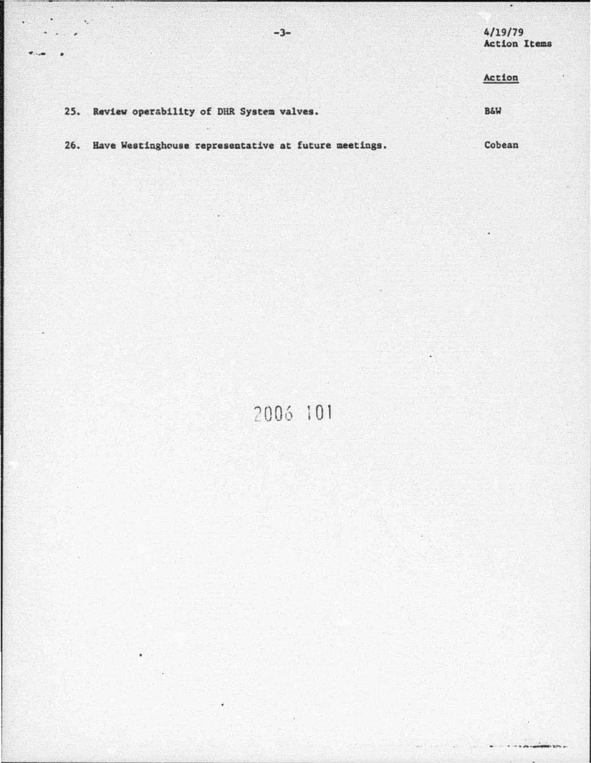4/19/79
Action Items

| | | Action |
|---|---|---|
| 25. | Review operability of DHR System valves. | B&W |
| 26. | Have Westinghouse representative at future meetings. | Cobean |

2006 101